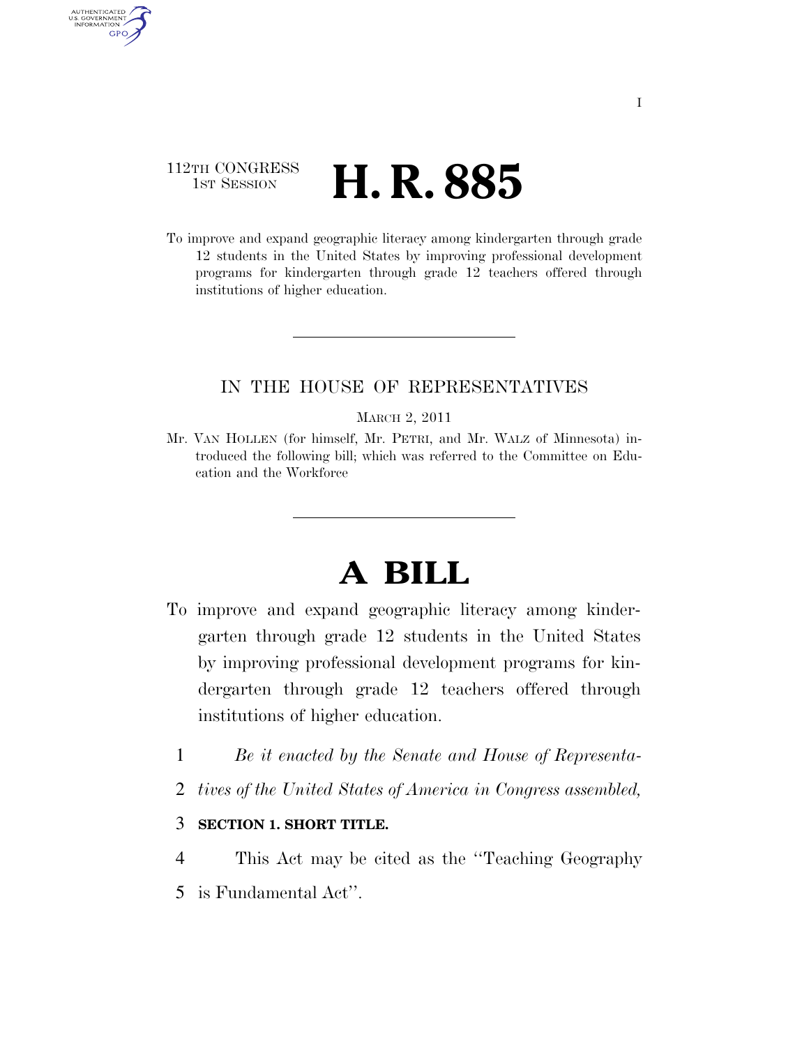112TH CONGRESS
1ST SESSION

# H. R. 885

To improve and expand geographic literacy among kindergarten through grade 12 students in the United States by improving professional development programs for kindergarten through grade 12 teachers offered through institutions of higher education.

IN THE HOUSE OF REPRESENTATIVES

MARCH 2, 2011

Mr. VAN HOLLEN (for himself, Mr. PETRI, and Mr. WALZ of Minnesota) introduced the following bill; which was referred to the Committee on Education and the Workforce

# A BILL

To improve and expand geographic literacy among kindergarten through grade 12 students in the United States by improving professional development programs for kindergarten through grade 12 teachers offered through institutions of higher education.

1 *Be it enacted by the Senate and House of Representa-*
2 *tives of the United States of America in Congress assembled,*

3 **SECTION 1. SHORT TITLE.**

4 This Act may be cited as the ''Teaching Geography
5 is Fundamental Act''.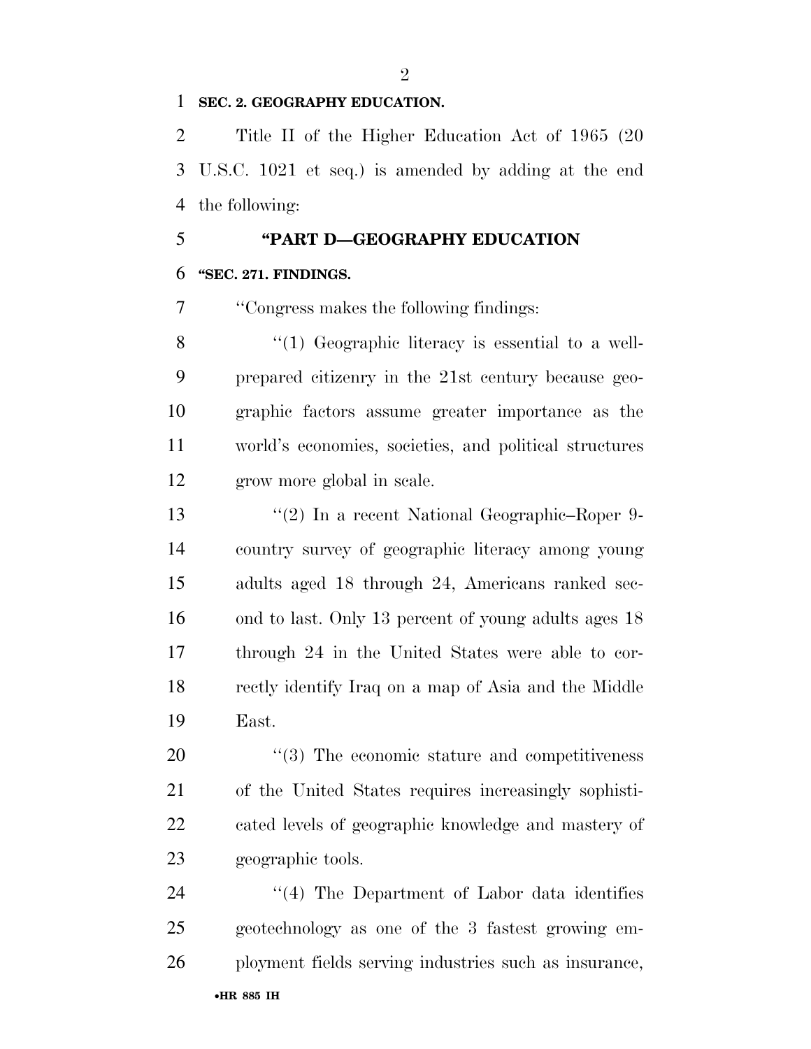**SEC. 2. GEOGRAPHY EDUCATION.**

Title II of the Higher Education Act of 1965 (20 U.S.C. 1021 et seq.) is amended by adding at the end the following:

## "PART D—GEOGRAPHY EDUCATION

**"SEC. 271. FINDINGS.**

"Congress makes the following findings:

"(1) Geographic literacy is essential to a well-prepared citizenry in the 21st century because geographic factors assume greater importance as the world's economies, societies, and political structures grow more global in scale.

"(2) In a recent National Geographic–Roper 9-country survey of geographic literacy among young adults aged 18 through 24, Americans ranked second to last. Only 13 percent of young adults ages 18 through 24 in the United States were able to correctly identify Iraq on a map of Asia and the Middle East.

"(3) The economic stature and competitiveness of the United States requires increasingly sophisticated levels of geographic knowledge and mastery of geographic tools.

"(4) The Department of Labor data identifies geotechnology as one of the 3 fastest growing employment fields serving industries such as insurance,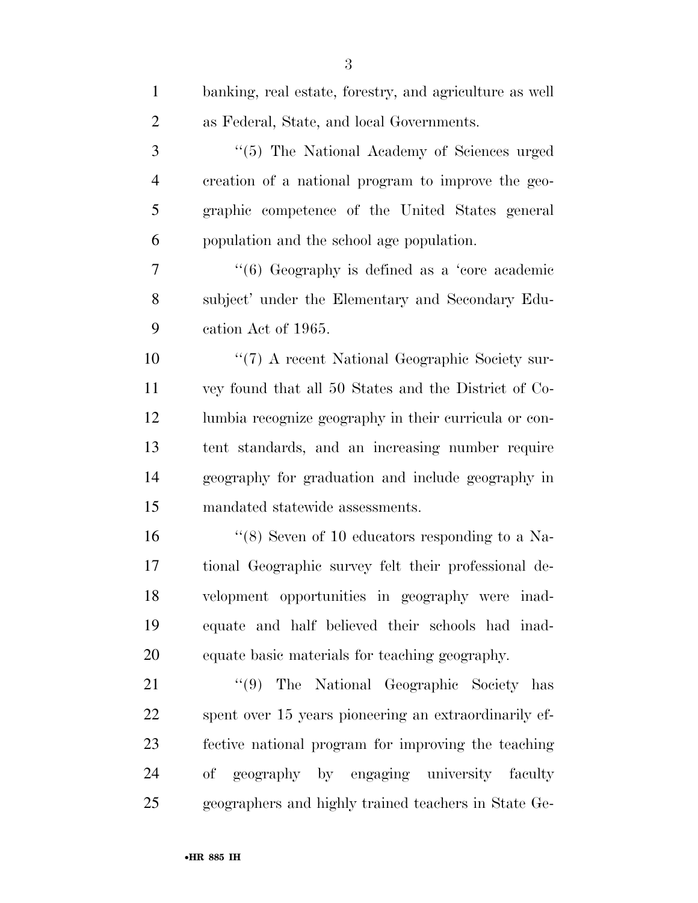banking, real estate, forestry, and agriculture as well as Federal, State, and local Governments.

"(5) The National Academy of Sciences urged creation of a national program to improve the geographic competence of the United States general population and the school age population.

"(6) Geography is defined as a 'core academic subject' under the Elementary and Secondary Education Act of 1965.

"(7) A recent National Geographic Society survey found that all 50 States and the District of Columbia recognize geography in their curricula or content standards, and an increasing number require geography for graduation and include geography in mandated statewide assessments.

"(8) Seven of 10 educators responding to a National Geographic survey felt their professional development opportunities in geography were inadequate and half believed their schools had inadequate basic materials for teaching geography.

"(9) The National Geographic Society has spent over 15 years pioneering an extraordinarily effective national program for improving the teaching of geography by engaging university faculty geographers and highly trained teachers in State Ge-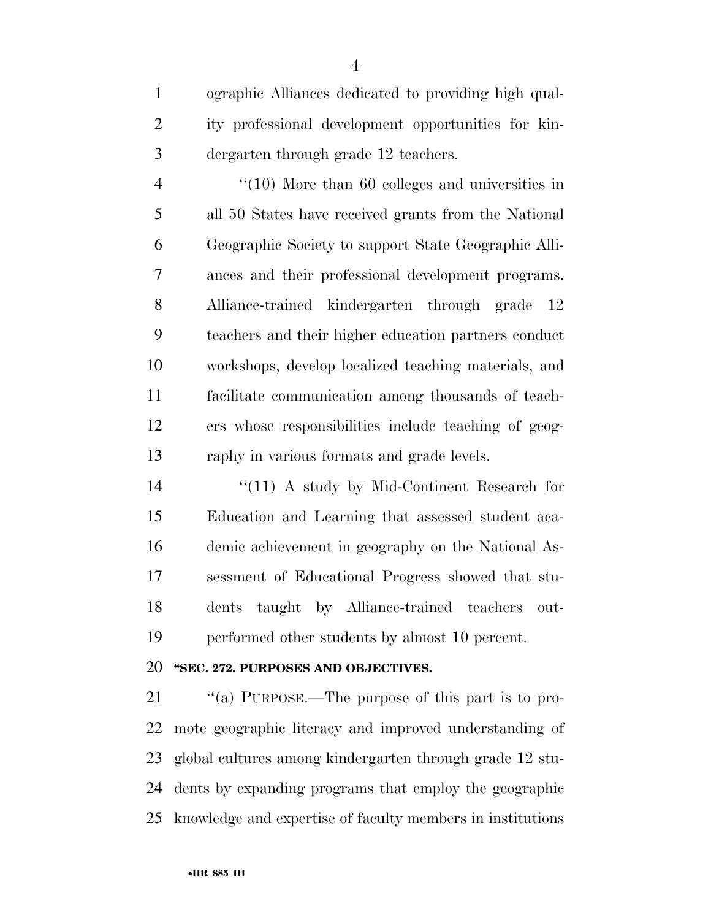ographic Alliances dedicated to providing high quality professional development opportunities for kindergarten through grade 12 teachers.

''(10) More than 60 colleges and universities in all 50 States have received grants from the National Geographic Society to support State Geographic Alliances and their professional development programs. Alliance-trained kindergarten through grade 12 teachers and their higher education partners conduct workshops, develop localized teaching materials, and facilitate communication among thousands of teachers whose responsibilities include teaching of geography in various formats and grade levels.

''(11) A study by Mid-Continent Research for Education and Learning that assessed student academic achievement in geography on the National Assessment of Educational Progress showed that students taught by Alliance-trained teachers outperformed other students by almost 10 percent.

**''SEC. 272. PURPOSES AND OBJECTIVES.**

''(a) PURPOSE.—The purpose of this part is to promote geographic literacy and improved understanding of global cultures among kindergarten through grade 12 students by expanding programs that employ the geographic knowledge and expertise of faculty members in institutions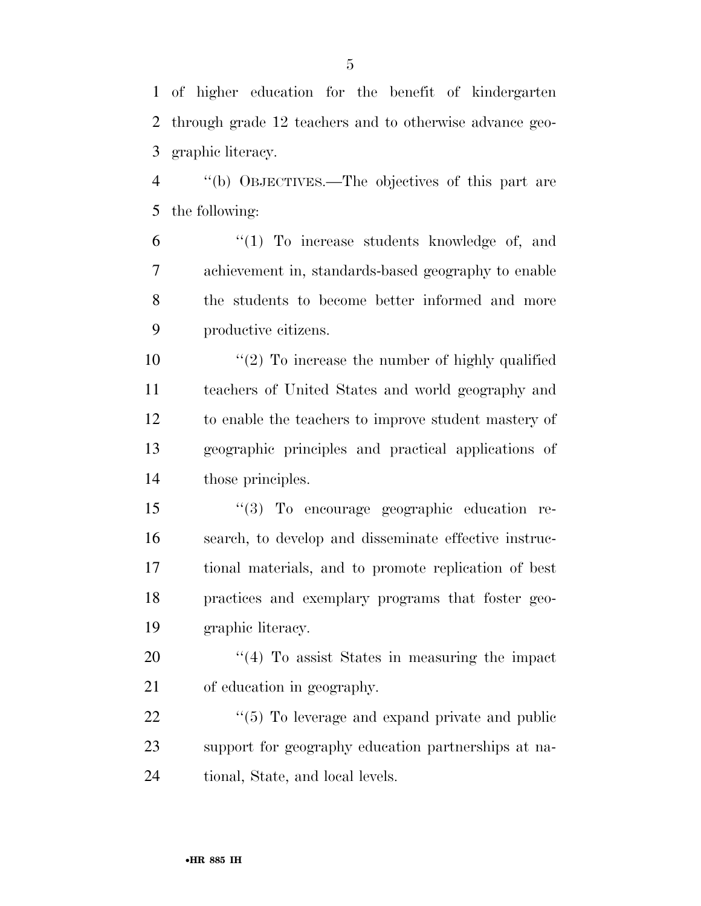of higher education for the benefit of kindergarten through grade 12 teachers and to otherwise advance geographic literacy.

''(b) OBJECTIVES.—The objectives of this part are the following:

''(1) To increase students knowledge of, and achievement in, standards-based geography to enable the students to become better informed and more productive citizens.

''(2) To increase the number of highly qualified teachers of United States and world geography and to enable the teachers to improve student mastery of geographic principles and practical applications of those principles.

''(3) To encourage geographic education research, to develop and disseminate effective instructional materials, and to promote replication of best practices and exemplary programs that foster geographic literacy.

''(4) To assist States in measuring the impact of education in geography.

''(5) To leverage and expand private and public support for geography education partnerships at national, State, and local levels.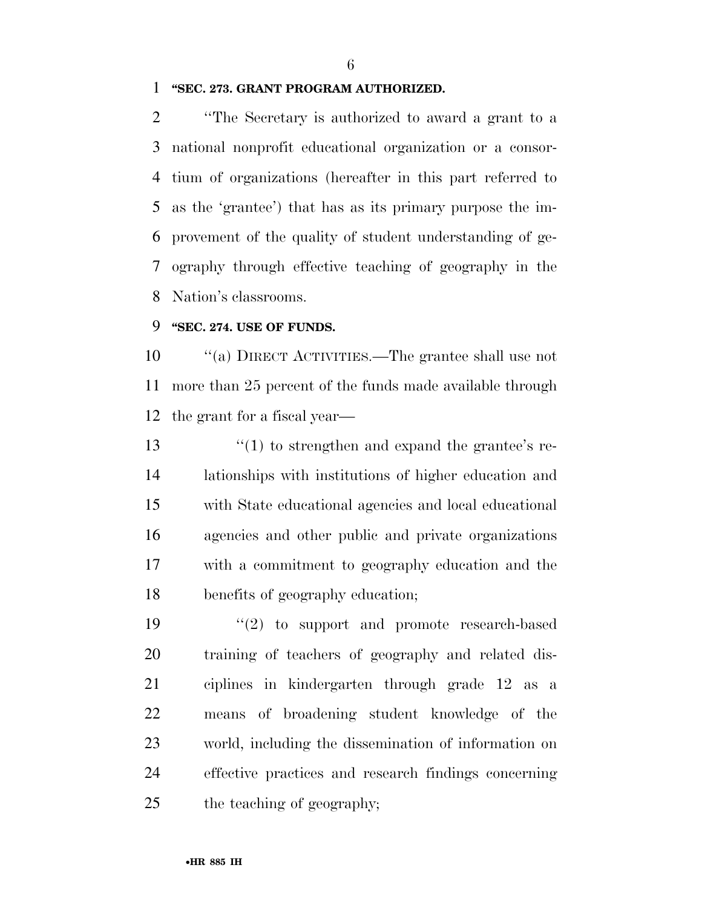**"SEC. 273. GRANT PROGRAM AUTHORIZED.**

"The Secretary is authorized to award a grant to a national nonprofit educational organization or a consortium of organizations (hereafter in this part referred to as the 'grantee') that has as its primary purpose the improvement of the quality of student understanding of geography through effective teaching of geography in the Nation's classrooms.

**"SEC. 274. USE OF FUNDS.**

"(a) DIRECT ACTIVITIES.—The grantee shall use not more than 25 percent of the funds made available through the grant for a fiscal year—

"(1) to strengthen and expand the grantee's relationships with institutions of higher education and with State educational agencies and local educational agencies and other public and private organizations with a commitment to geography education and the benefits of geography education;

"(2) to support and promote research-based training of teachers of geography and related disciplines in kindergarten through grade 12 as a means of broadening student knowledge of the world, including the dissemination of information on effective practices and research findings concerning the teaching of geography;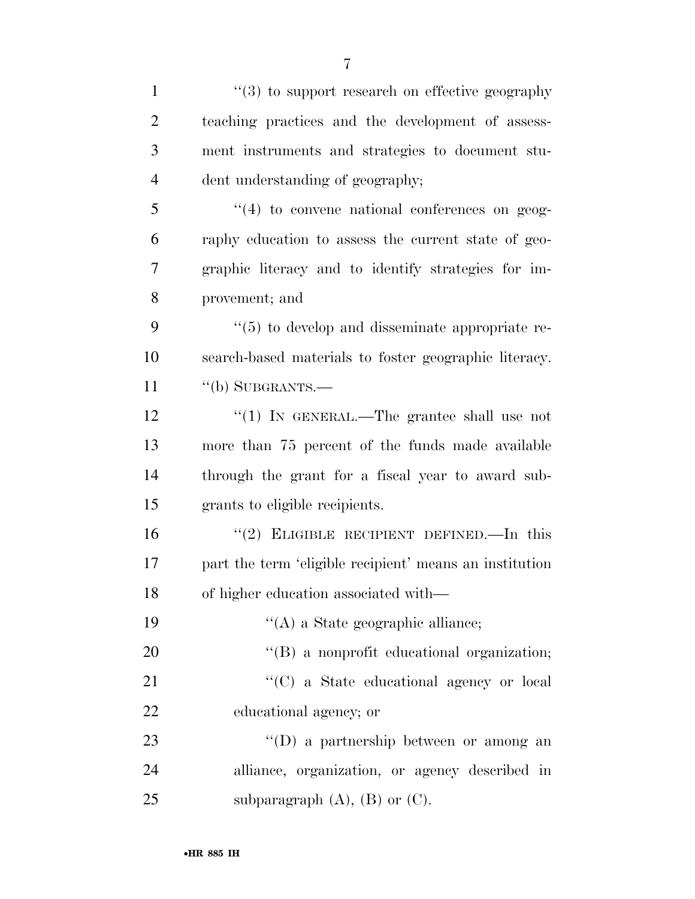''(3) to support research on effective geography teaching practices and the development of assessment instruments and strategies to document student understanding of geography;

''(4) to convene national conferences on geography education to assess the current state of geographic literacy and to identify strategies for improvement; and

''(5) to develop and disseminate appropriate research-based materials to foster geographic literacy.

''(b) SUBGRANTS.—

''(1) IN GENERAL.—The grantee shall use not more than 75 percent of the funds made available through the grant for a fiscal year to award subgrants to eligible recipients.

''(2) ELIGIBLE RECIPIENT DEFINED.—In this part the term 'eligible recipient' means an institution of higher education associated with—

''(A) a State geographic alliance;

''(B) a nonprofit educational organization;

''(C) a State educational agency or local educational agency; or

''(D) a partnership between or among an alliance, organization, or agency described in subparagraph (A), (B) or (C).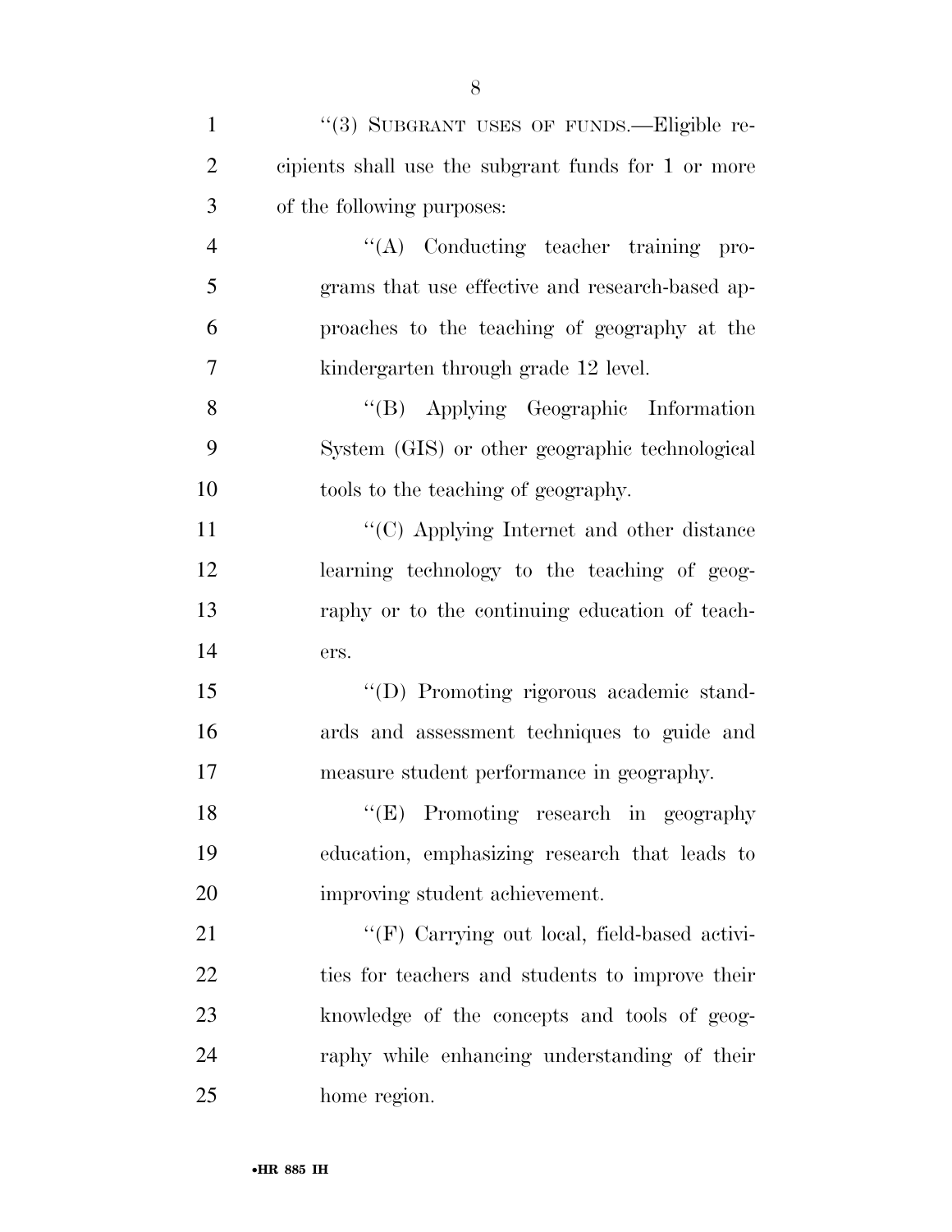''(3) SUBGRANT USES OF FUNDS.—Eligible recipients shall use the subgrant funds for 1 or more of the following purposes:

''(A) Conducting teacher training programs that use effective and research-based approaches to the teaching of geography at the kindergarten through grade 12 level.

''(B) Applying Geographic Information System (GIS) or other geographic technological tools to the teaching of geography.

''(C) Applying Internet and other distance learning technology to the teaching of geography or to the continuing education of teachers.

''(D) Promoting rigorous academic standards and assessment techniques to guide and measure student performance in geography.

''(E) Promoting research in geography education, emphasizing research that leads to improving student achievement.

''(F) Carrying out local, field-based activities for teachers and students to improve their knowledge of the concepts and tools of geography while enhancing understanding of their home region.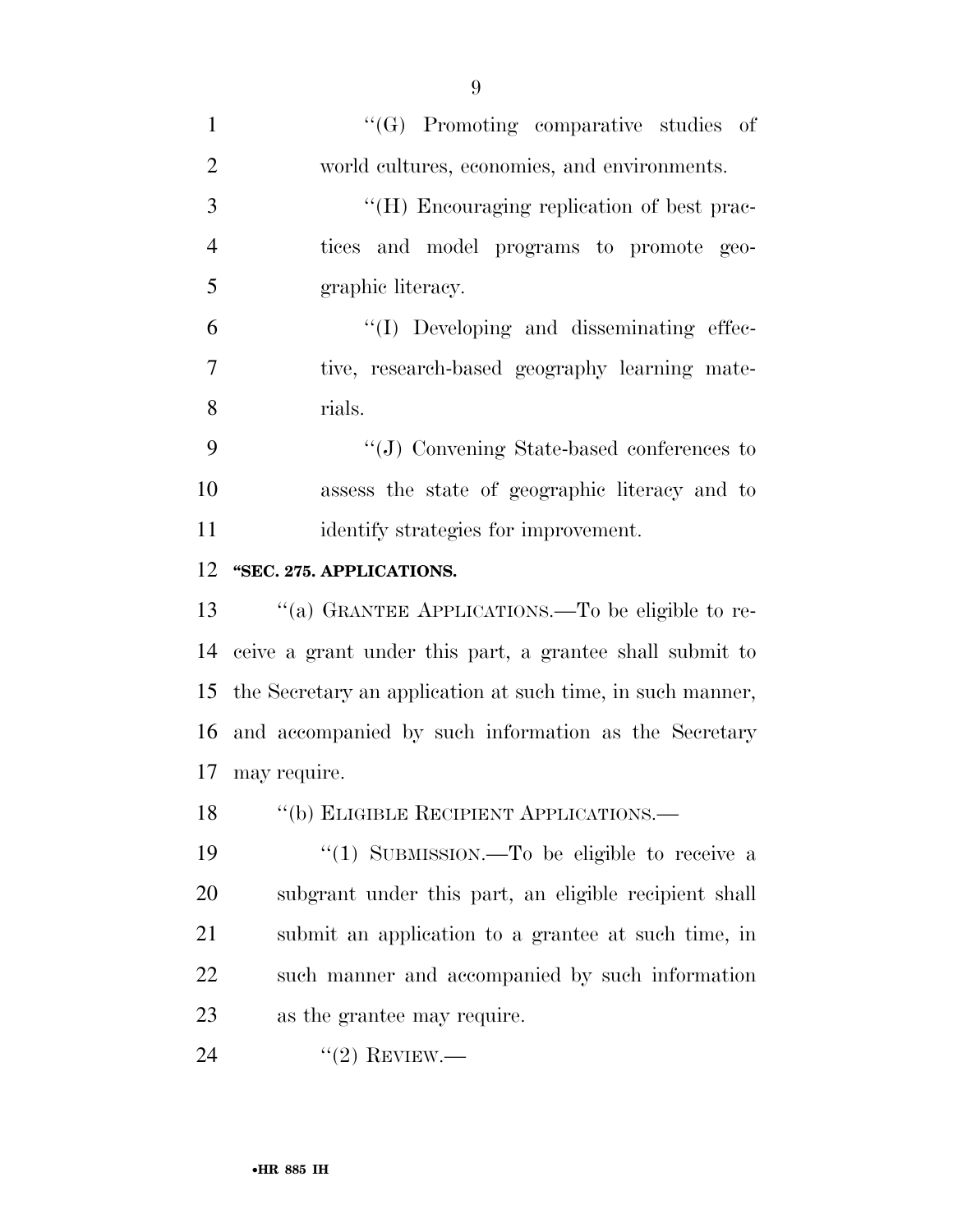"(G) Promoting comparative studies of world cultures, economies, and environments.

"(H) Encouraging replication of best practices and model programs to promote geographic literacy.

"(I) Developing and disseminating effective, research-based geography learning materials.

"(J) Convening State-based conferences to assess the state of geographic literacy and to identify strategies for improvement.

**"SEC. 275. APPLICATIONS.**

"(a) GRANTEE APPLICATIONS.—To be eligible to receive a grant under this part, a grantee shall submit to the Secretary an application at such time, in such manner, and accompanied by such information as the Secretary may require.

"(b) ELIGIBLE RECIPIENT APPLICATIONS.—

"(1) SUBMISSION.—To be eligible to receive a subgrant under this part, an eligible recipient shall submit an application to a grantee at such time, in such manner and accompanied by such information as the grantee may require.

"(2) REVIEW.—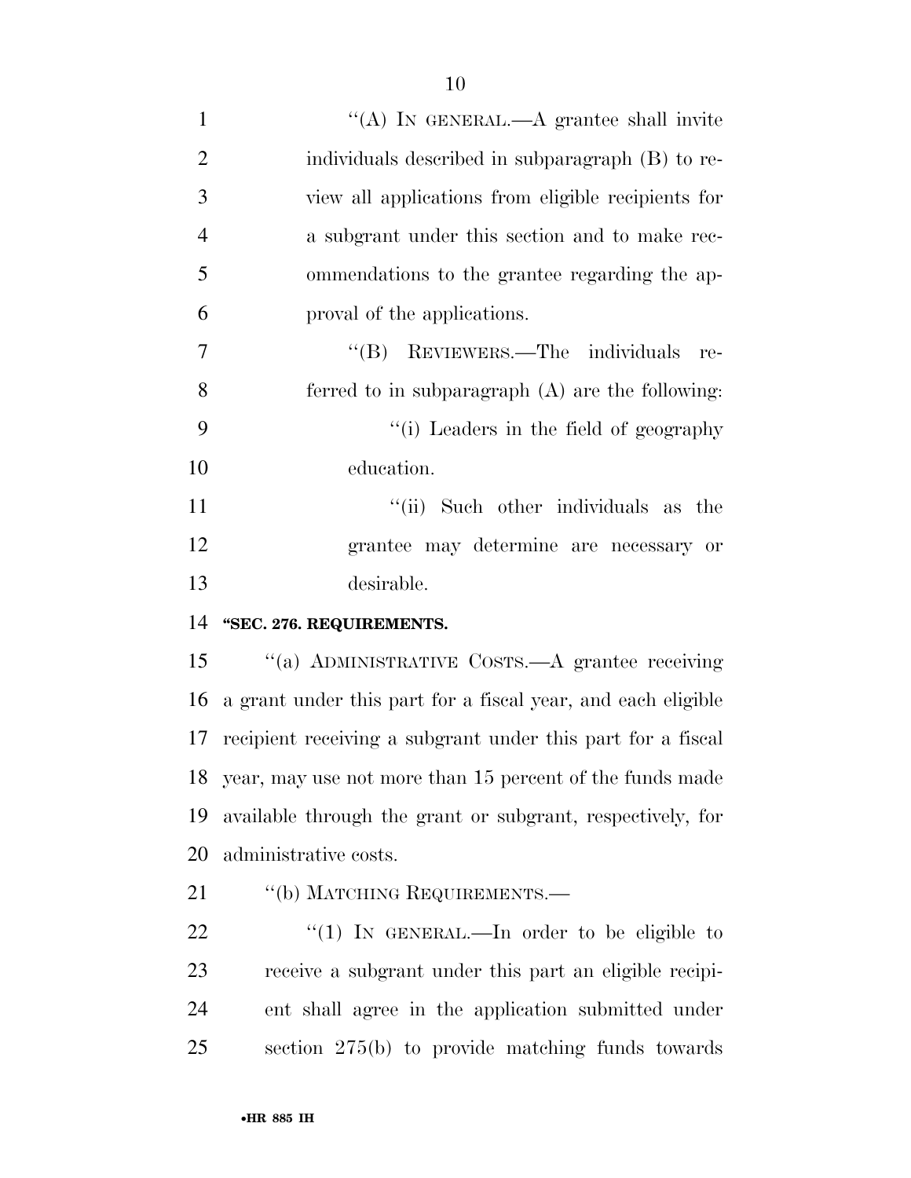"(A) IN GENERAL.—A grantee shall invite individuals described in subparagraph (B) to review all applications from eligible recipients for a subgrant under this section and to make recommendations to the grantee regarding the approval of the applications.

"(B) REVIEWERS.—The individuals referred to in subparagraph (A) are the following:

"(i) Leaders in the field of geography education.

"(ii) Such other individuals as the grantee may determine are necessary or desirable.

**"SEC. 276. REQUIREMENTS.**

"(a) ADMINISTRATIVE COSTS.—A grantee receiving a grant under this part for a fiscal year, and each eligible recipient receiving a subgrant under this part for a fiscal year, may use not more than 15 percent of the funds made available through the grant or subgrant, respectively, for administrative costs.

"(b) MATCHING REQUIREMENTS.—

"(1) IN GENERAL.—In order to be eligible to receive a subgrant under this part an eligible recipient shall agree in the application submitted under section 275(b) to provide matching funds towards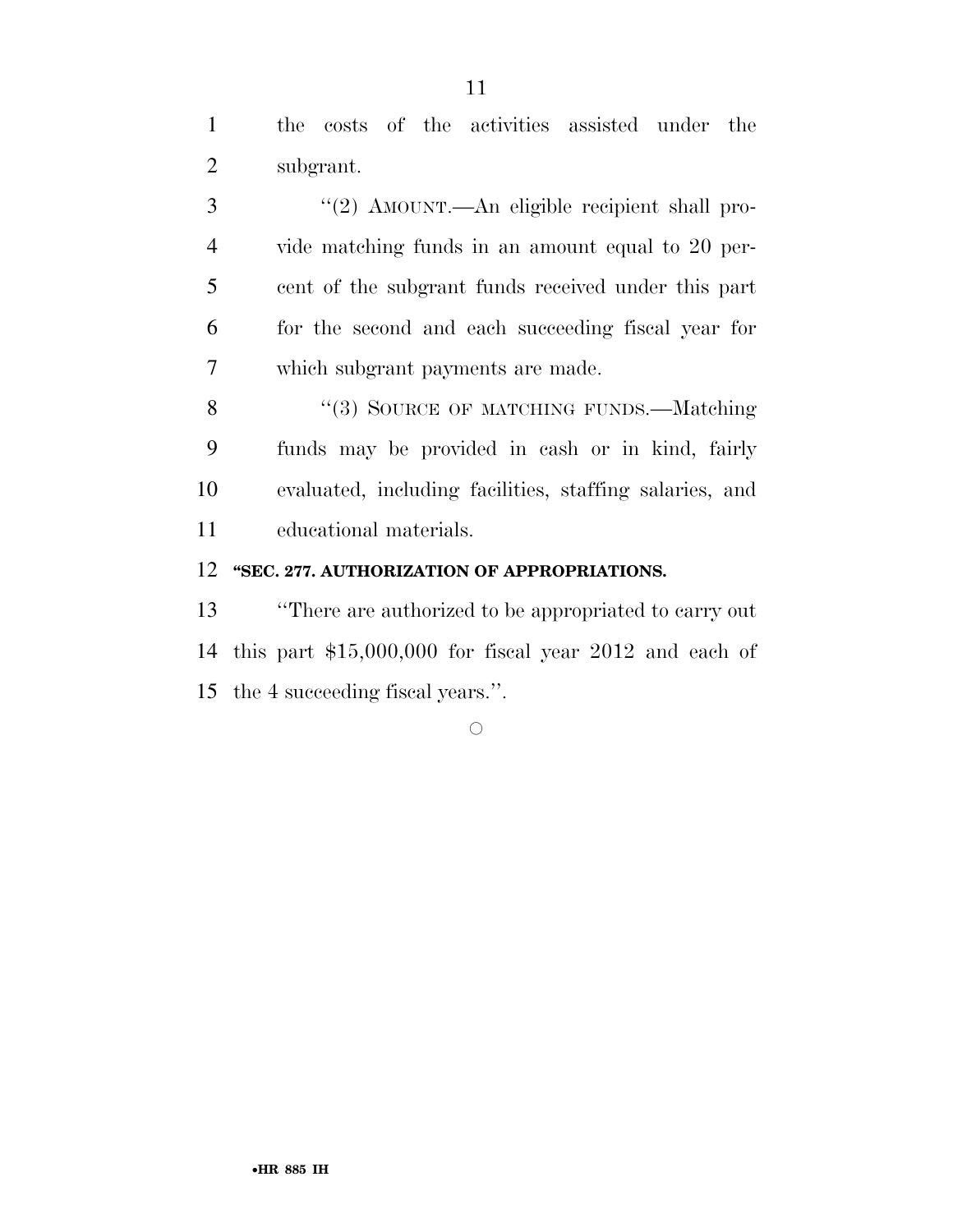the costs of the activities assisted under the subgrant.

"(2) AMOUNT.—An eligible recipient shall provide matching funds in an amount equal to 20 percent of the subgrant funds received under this part for the second and each succeeding fiscal year for which subgrant payments are made.

"(3) SOURCE OF MATCHING FUNDS.—Matching funds may be provided in cash or in kind, fairly evaluated, including facilities, staffing salaries, and educational materials.

**"SEC. 277. AUTHORIZATION OF APPROPRIATIONS.**

"There are authorized to be appropriated to carry out this part $15,000,000 for fiscal year 2012 and each of the 4 succeeding fiscal years.".

○